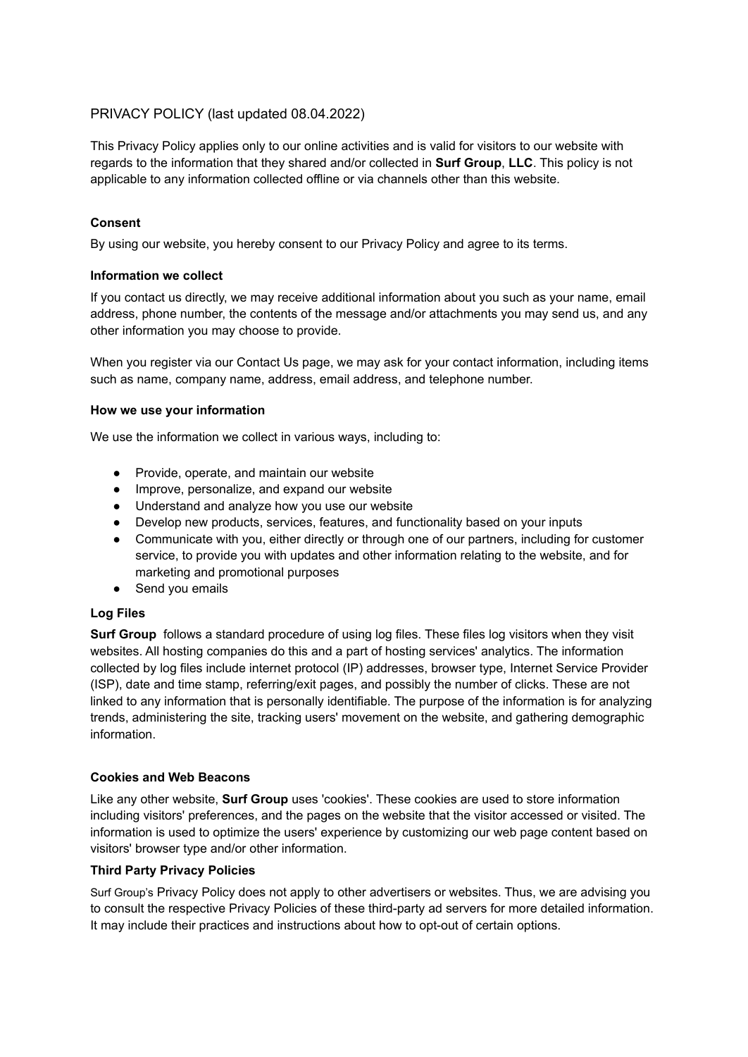# PRIVACY POLICY (last updated 08.04.2022)

This Privacy Policy applies only to our online activities and is valid for visitors to our website with regards to the information that they shared and/or collected in **Surf Group**, **LLC**. This policy is not applicable to any information collected offline or via channels other than this website.

### Consent

By using our website, you hereby consent to our Privacy Policy and agree to its terms.

### Information we collect

If you contact us directly, we may receive additional information about you such as your name, email address, phone number, the contents of the message and/or attachments you may send us, and any other information you may choose to provide.

When you register via our Contact Us page, we may ask for your contact information, including items such as name, company name, address, email address, and telephone number.

### How we use your information

We use the information we collect in various ways, including to:

- Provide, operate, and maintain our website
- Improve, personalize, and expand our website
- Understand and analyze how you use our website
- Develop new products, services, features, and functionality based on your inputs
- Communicate with you, either directly or through one of our partners, including for customer service, to provide you with updates and other information relating to the website, and for marketing and promotional purposes
- Send you emails

### Log Files

**Surf Group** follows a standard procedure of using log files. These files log visitors when they visit websites. All hosting companies do this and a part of hosting services' analytics. The information collected by log files include internet protocol (IP) addresses, browser type, Internet Service Provider (ISP), date and time stamp, referring/exit pages, and possibly the number of clicks. These are not linked to any information that is personally identifiable. The purpose of the information is for analyzing trends, administering the site, tracking users' movement on the website, and gathering demographic information.

### Cookies and Web Beacons

Like any other website, **Surf Group** uses 'cookies'. These cookies are used to store information including visitors' preferences, and the pages on the website that the visitor accessed or visited. The information is used to optimize the users' experience by customizing our web page content based on visitors' browser type and/or other information.

### Third Party Privacy Policies

Surf Group's Privacy Policy does not apply to other advertisers or websites. Thus, we are advising you to consult the respective Privacy Policies of these third-party ad servers for more detailed information. It may include their practices and instructions about how to opt-out of certain options.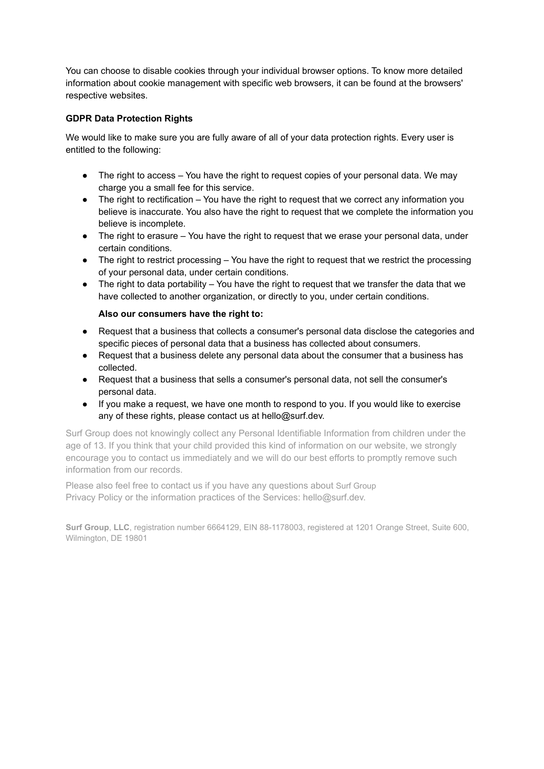You can choose to disable cookies through your individual browser options. To know more detailed information about cookie management with specific web browsers, it can be found at the browsers' respective websites.

**GDPR Data Protection Rights**

We would like to make sure you are fully aware of all of your data protection rights. Every user is entitled to the following:

- The right to access – You have the right to request copies of your personal data. We may charge you a small fee for this service.
- The right to rectification – You have the right to request that we correct any information you believe is inaccurate. You also have the right to request that we complete the information you believe is incomplete.
- The right to erasure – You have the right to request that we erase your personal data, under certain conditions.
- The right to restrict processing – You have the right to request that we restrict the processing of your personal data, under certain conditions.
- The right to data portability – You have the right to request that we transfer the data that we have collected to another organization, or directly to you, under certain conditions.

**Also our consumers have the right to:**

- Request that a business that collects a consumer's personal data disclose the categories and specific pieces of personal data that a business has collected about consumers.
- Request that a business delete any personal data about the consumer that a business has collected.
- Request that a business that sells a consumer's personal data, not sell the consumer's personal data.
- If you make a request, we have one month to respond to you. If you would like to exercise any of these rights, please contact us at hello@surf.dev.

Surf Group does not knowingly collect any Personal Identifiable Information from children under the age of 13. If you think that your child provided this kind of information on our website, we strongly encourage you to contact us immediately and we will do our best efforts to promptly remove such information from our records.

Please also feel free to contact us if you have any questions about Surf Group Privacy Policy or the information practices of the Services: hello@surf.dev.

**Surf Group**, **LLC**, registration number 6664129, EIN 88-1178003, registered at 1201 Orange Street, Suite 600, Wilmington, DE 19801